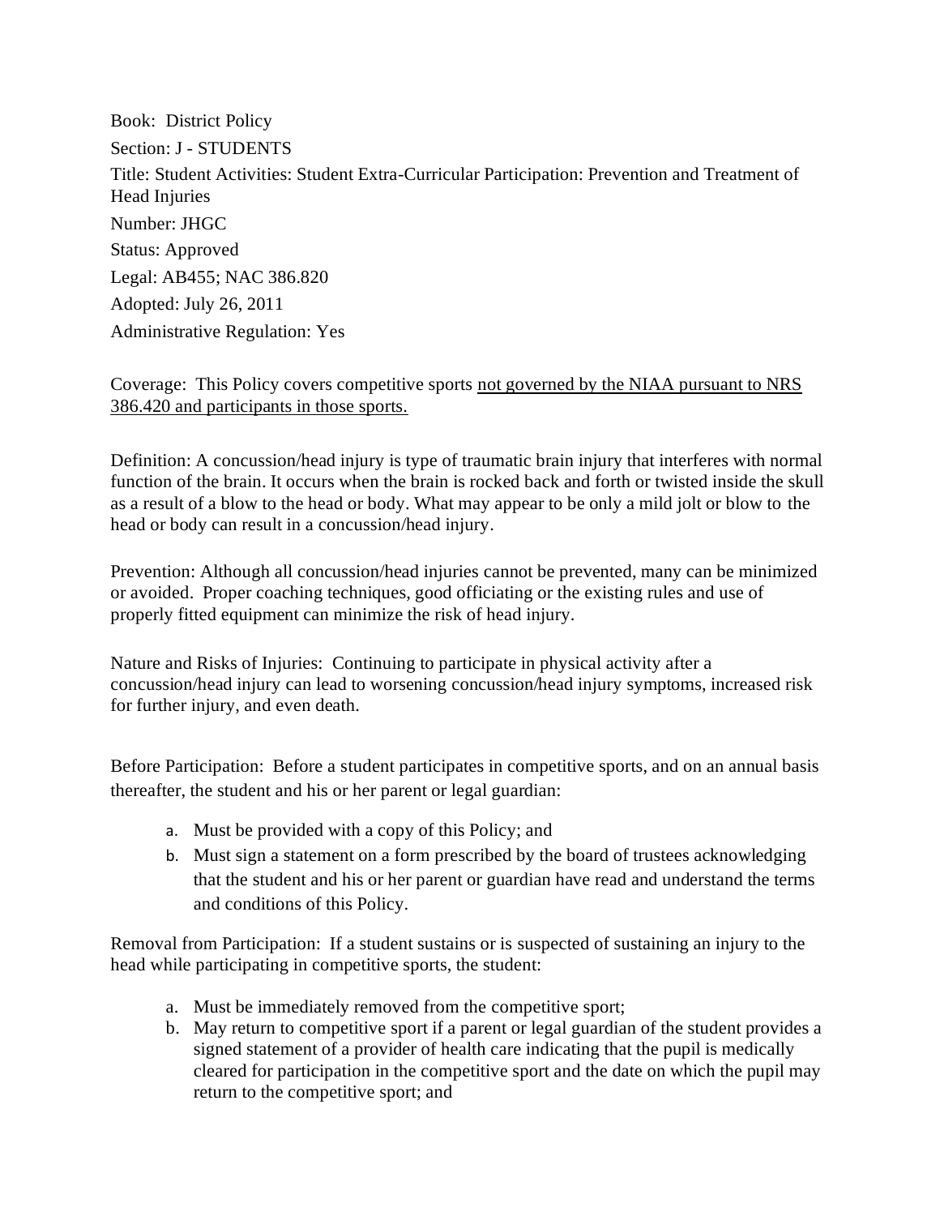Book: District Policy

Section: J - STUDENTS

Title: Student Activities: Student Extra-Curricular Participation: Prevention and Treatment of Head Injuries

Number: JHGC

Status: Approved

Legal: AB455; NAC 386.820

Adopted: July 26, 2011

Administrative Regulation: Yes

Coverage: This Policy covers competitive sports <u>not governed by the NIAA pursuant to NRS 386.420 and participants in those sports.</u>

Definition: A concussion/head injury is type of traumatic brain injury that interferes with normal function of the brain. It occurs when the brain is rocked back and forth or twisted inside the skull as a result of a blow to the head or body. What may appear to be only a mild jolt or blow to the head or body can result in a concussion/head injury.

Prevention: Although all concussion/head injuries cannot be prevented, many can be minimized or avoided. Proper coaching techniques, good officiating or the existing rules and use of properly fitted equipment can minimize the risk of head injury.

Nature and Risks of Injuries: Continuing to participate in physical activity after a concussion/head injury can lead to worsening concussion/head injury symptoms, increased risk for further injury, and even death.

Before Participation: Before a student participates in competitive sports, and on an annual basis thereafter, the student and his or her parent or legal guardian:

a. Must be provided with a copy of this Policy; and
b. Must sign a statement on a form prescribed by the board of trustees acknowledging that the student and his or her parent or guardian have read and understand the terms and conditions of this Policy.

Removal from Participation: If a student sustains or is suspected of sustaining an injury to the head while participating in competitive sports, the student:

a. Must be immediately removed from the competitive sport;
b. May return to competitive sport if a parent or legal guardian of the student provides a signed statement of a provider of health care indicating that the pupil is medically cleared for participation in the competitive sport and the date on which the pupil may return to the competitive sport; and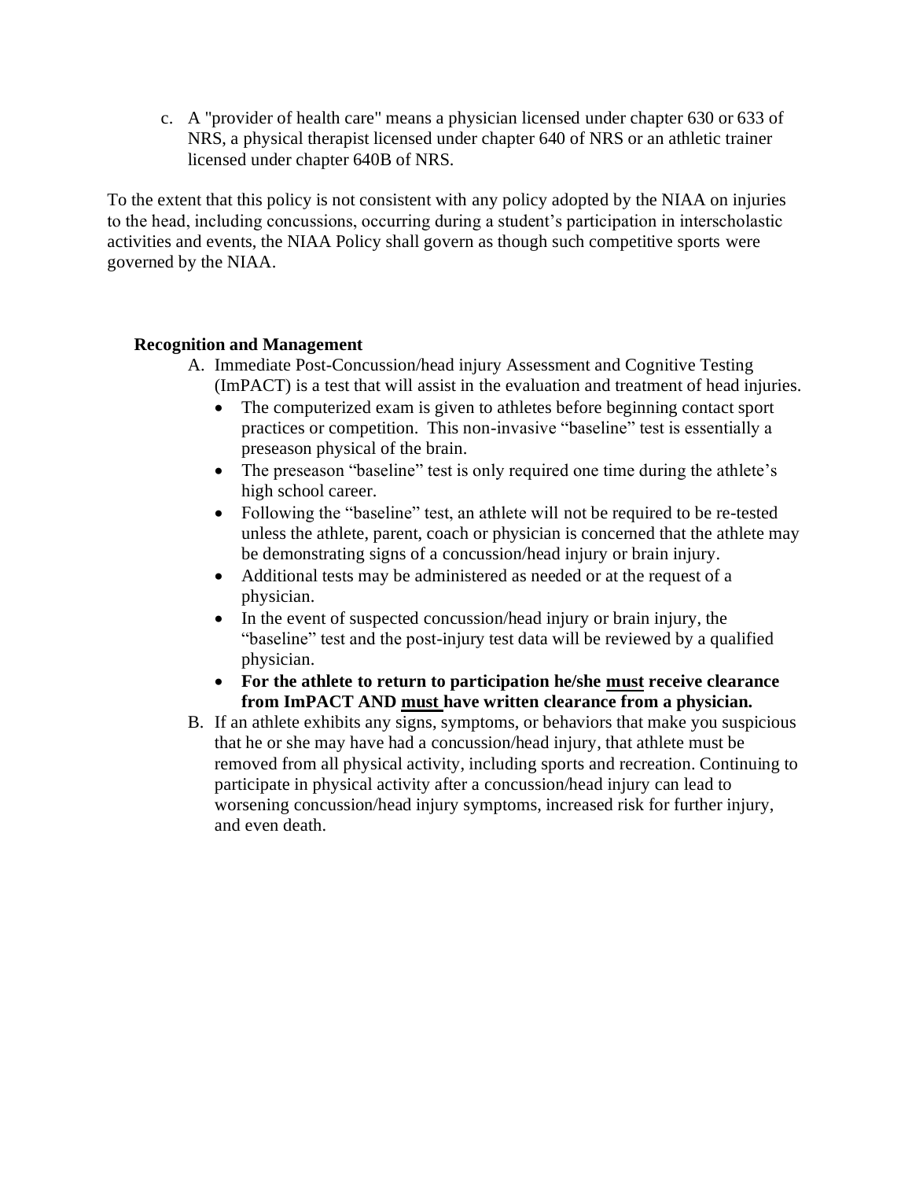c. A "provider of health care" means a physician licensed under chapter 630 or 633 of NRS, a physical therapist licensed under chapter 640 of NRS or an athletic trainer licensed under chapter 640B of NRS.

To the extent that this policy is not consistent with any policy adopted by the NIAA on injuries to the head, including concussions, occurring during a student's participation in interscholastic activities and events, the NIAA Policy shall govern as though such competitive sports were governed by the NIAA.

**Recognition and Management**

A. Immediate Post-Concussion/head injury Assessment and Cognitive Testing (ImPACT) is a test that will assist in the evaluation and treatment of head injuries.
   - The computerized exam is given to athletes before beginning contact sport practices or competition. This non-invasive "baseline" test is essentially a preseason physical of the brain.
   - The preseason "baseline" test is only required one time during the athlete's high school career.
   - Following the "baseline" test, an athlete will not be required to be re-tested unless the athlete, parent, coach or physician is concerned that the athlete may be demonstrating signs of a concussion/head injury or brain injury.
   - Additional tests may be administered as needed or at the request of a physician.
   - In the event of suspected concussion/head injury or brain injury, the "baseline" test and the post-injury test data will be reviewed by a qualified physician.
   - **For the athlete to return to participation he/she <u>must</u> receive clearance from ImPACT AND <u>must</u> have written clearance from a physician.**

B. If an athlete exhibits any signs, symptoms, or behaviors that make you suspicious that he or she may have had a concussion/head injury, that athlete must be removed from all physical activity, including sports and recreation. Continuing to participate in physical activity after a concussion/head injury can lead to worsening concussion/head injury symptoms, increased risk for further injury, and even death.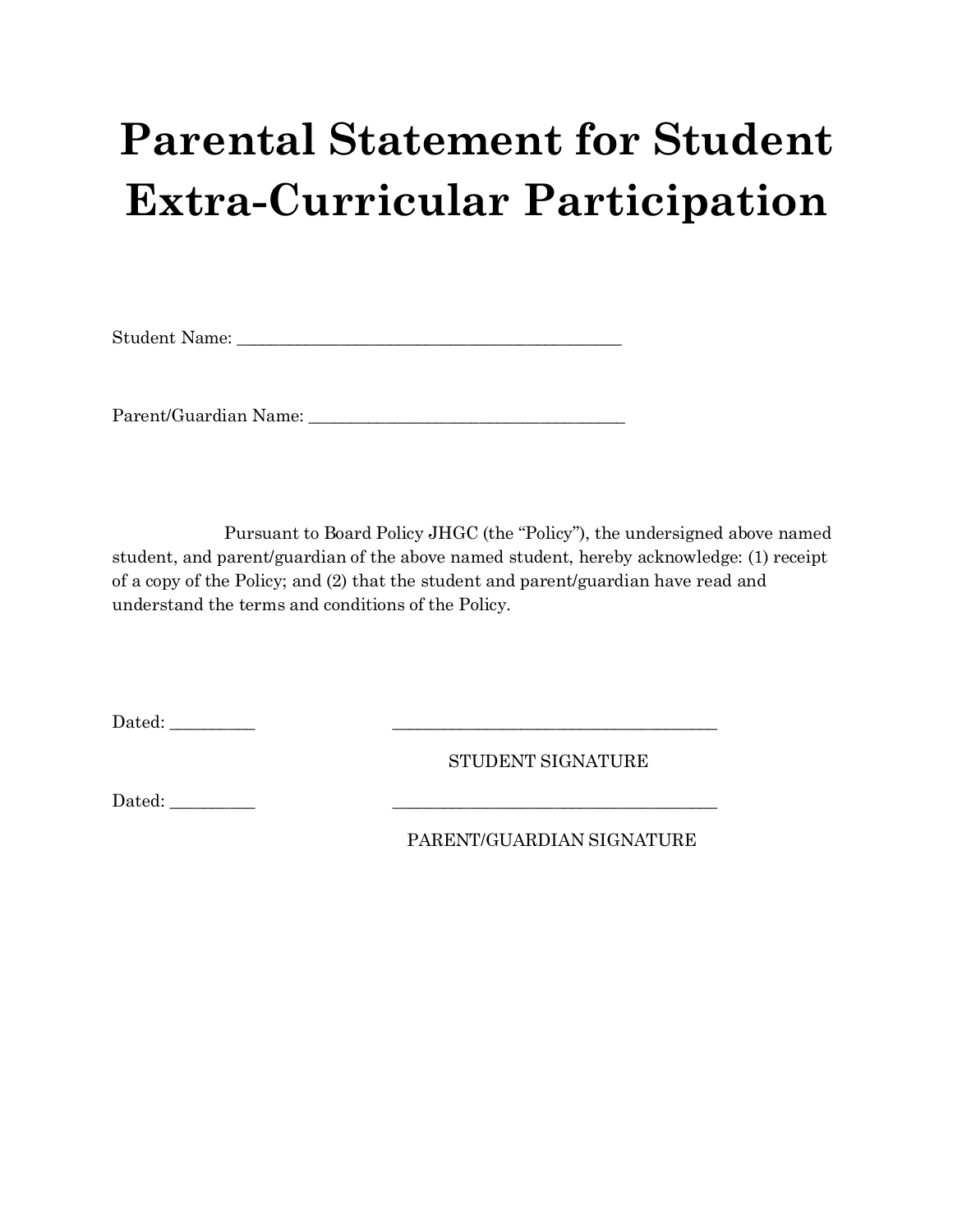# Parental Statement for Student Extra-Curricular Participation

Student Name: ____________________________________________

Parent/Guardian Name: ___________________________________

Pursuant to Board Policy JHGC (the "Policy"), the undersigned above named student, and parent/guardian of the above named student, hereby acknowledge: (1) receipt of a copy of the Policy; and (2) that the student and parent/guardian have read and understand the terms and conditions of the Policy.

Dated: _________ ____________________________________

STUDENT SIGNATURE

Dated: _________ ____________________________________

PARENT/GUARDIAN SIGNATURE